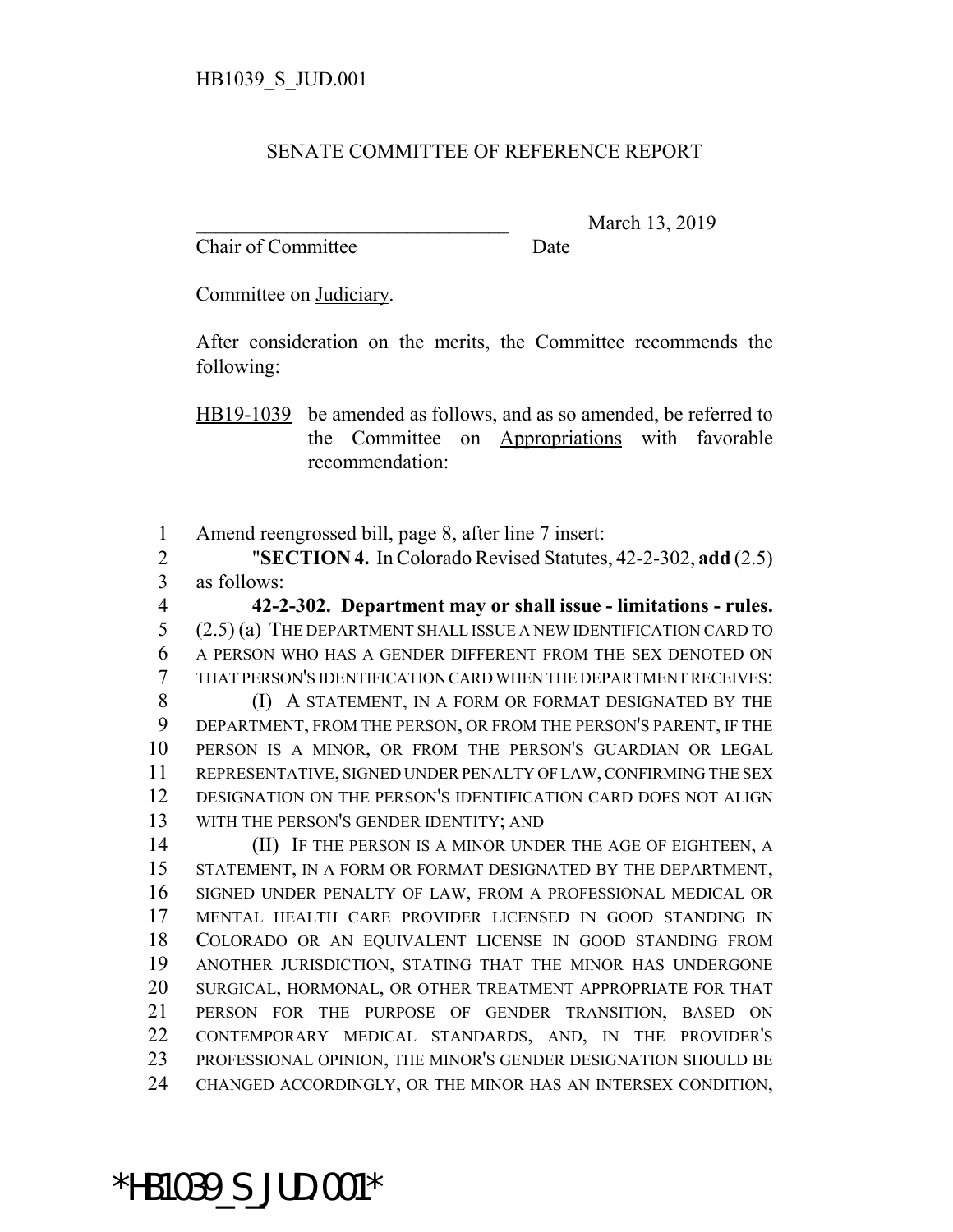HB1039_S_JUD.001

SENATE COMMITTEE OF REFERENCE REPORT

________________________________ March 13, 2019
Chair of Committee Date

Committee on Judiciary.

After consideration on the merits, the Committee recommends the following:

HB19-1039 be amended as follows, and as so amended, be referred to the Committee on Appropriations with favorable recommendation:

1 Amend reengrossed bill, page 8, after line 7 insert:
2 "**SECTION 4.** In Colorado Revised Statutes, 42-2-302, **add** (2.5)
3 as follows:
4 **42-2-302. Department may or shall issue - limitations - rules.**
5 (2.5) (a) THE DEPARTMENT SHALL ISSUE A NEW IDENTIFICATION CARD TO
6 A PERSON WHO HAS A GENDER DIFFERENT FROM THE SEX DENOTED ON
7 THAT PERSON'S IDENTIFICATION CARD WHEN THE DEPARTMENT RECEIVES:
8 (I) A STATEMENT, IN A FORM OR FORMAT DESIGNATED BY THE
9 DEPARTMENT, FROM THE PERSON, OR FROM THE PERSON'S PARENT, IF THE
10 PERSON IS A MINOR, OR FROM THE PERSON'S GUARDIAN OR LEGAL
11 REPRESENTATIVE, SIGNED UNDER PENALTY OF LAW, CONFIRMING THE SEX
12 DESIGNATION ON THE PERSON'S IDENTIFICATION CARD DOES NOT ALIGN
13 WITH THE PERSON'S GENDER IDENTITY; AND
14 (II) IF THE PERSON IS A MINOR UNDER THE AGE OF EIGHTEEN, A
15 STATEMENT, IN A FORM OR FORMAT DESIGNATED BY THE DEPARTMENT,
16 SIGNED UNDER PENALTY OF LAW, FROM A PROFESSIONAL MEDICAL OR
17 MENTAL HEALTH CARE PROVIDER LICENSED IN GOOD STANDING IN
18 COLORADO OR AN EQUIVALENT LICENSE IN GOOD STANDING FROM
19 ANOTHER JURISDICTION, STATING THAT THE MINOR HAS UNDERGONE
20 SURGICAL, HORMONAL, OR OTHER TREATMENT APPROPRIATE FOR THAT
21 PERSON FOR THE PURPOSE OF GENDER TRANSITION, BASED ON
22 CONTEMPORARY MEDICAL STANDARDS, AND, IN THE PROVIDER'S
23 PROFESSIONAL OPINION, THE MINOR'S GENDER DESIGNATION SHOULD BE
24 CHANGED ACCORDINGLY, OR THE MINOR HAS AN INTERSEX CONDITION,

*HB1039_S_JUD.001*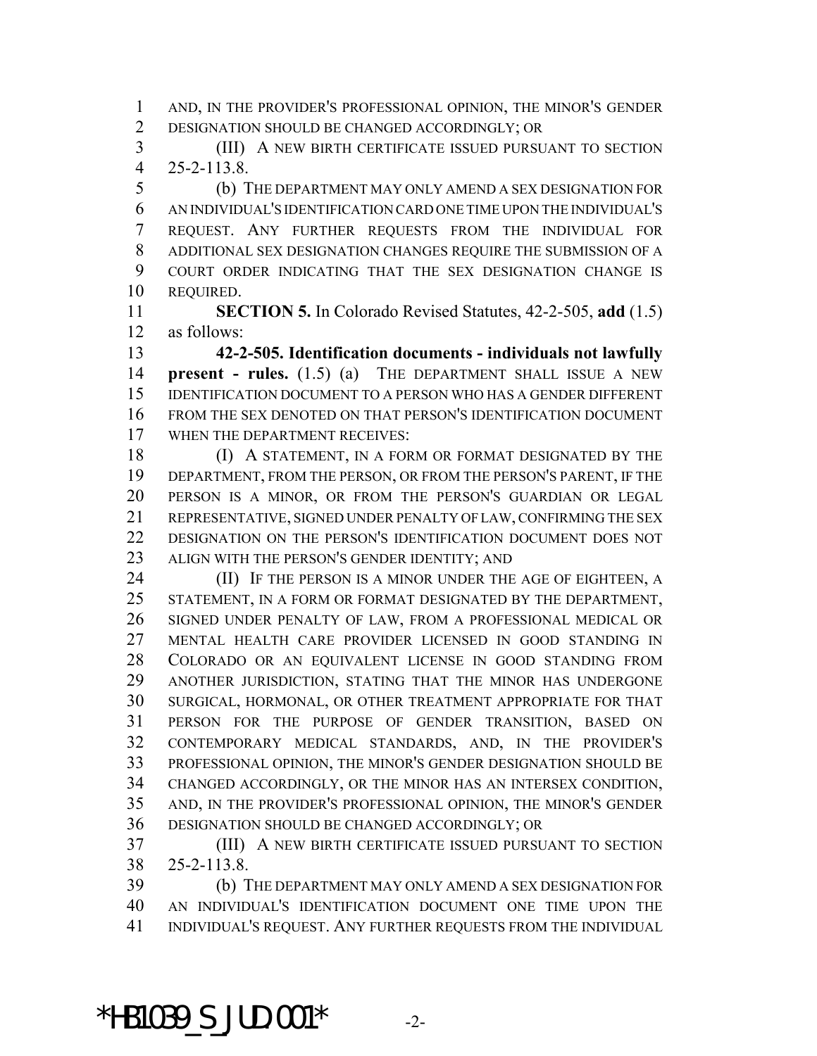AND, IN THE PROVIDER'S PROFESSIONAL OPINION, THE MINOR'S GENDER DESIGNATION SHOULD BE CHANGED ACCORDINGLY; OR

(III) A NEW BIRTH CERTIFICATE ISSUED PURSUANT TO SECTION 25-2-113.8.

(b) THE DEPARTMENT MAY ONLY AMEND A SEX DESIGNATION FOR AN INDIVIDUAL'S IDENTIFICATION CARD ONE TIME UPON THE INDIVIDUAL'S REQUEST. ANY FURTHER REQUESTS FROM THE INDIVIDUAL FOR ADDITIONAL SEX DESIGNATION CHANGES REQUIRE THE SUBMISSION OF A COURT ORDER INDICATING THAT THE SEX DESIGNATION CHANGE IS REQUIRED.

**SECTION 5.** In Colorado Revised Statutes, 42-2-505, **add** (1.5) as follows:

**42-2-505. Identification documents - individuals not lawfully present - rules.** (1.5) (a) THE DEPARTMENT SHALL ISSUE A NEW IDENTIFICATION DOCUMENT TO A PERSON WHO HAS A GENDER DIFFERENT FROM THE SEX DENOTED ON THAT PERSON'S IDENTIFICATION DOCUMENT WHEN THE DEPARTMENT RECEIVES:

(I) A STATEMENT, IN A FORM OR FORMAT DESIGNATED BY THE DEPARTMENT, FROM THE PERSON, OR FROM THE PERSON'S PARENT, IF THE PERSON IS A MINOR, OR FROM THE PERSON'S GUARDIAN OR LEGAL REPRESENTATIVE, SIGNED UNDER PENALTY OF LAW, CONFIRMING THE SEX DESIGNATION ON THE PERSON'S IDENTIFICATION DOCUMENT DOES NOT ALIGN WITH THE PERSON'S GENDER IDENTITY; AND

(II) IF THE PERSON IS A MINOR UNDER THE AGE OF EIGHTEEN, A STATEMENT, IN A FORM OR FORMAT DESIGNATED BY THE DEPARTMENT, SIGNED UNDER PENALTY OF LAW, FROM A PROFESSIONAL MEDICAL OR MENTAL HEALTH CARE PROVIDER LICENSED IN GOOD STANDING IN COLORADO OR AN EQUIVALENT LICENSE IN GOOD STANDING FROM ANOTHER JURISDICTION, STATING THAT THE MINOR HAS UNDERGONE SURGICAL, HORMONAL, OR OTHER TREATMENT APPROPRIATE FOR THAT PERSON FOR THE PURPOSE OF GENDER TRANSITION, BASED ON CONTEMPORARY MEDICAL STANDARDS, AND, IN THE PROVIDER'S PROFESSIONAL OPINION, THE MINOR'S GENDER DESIGNATION SHOULD BE CHANGED ACCORDINGLY, OR THE MINOR HAS AN INTERSEX CONDITION, AND, IN THE PROVIDER'S PROFESSIONAL OPINION, THE MINOR'S GENDER DESIGNATION SHOULD BE CHANGED ACCORDINGLY; OR

(III) A NEW BIRTH CERTIFICATE ISSUED PURSUANT TO SECTION 25-2-113.8.

(b) THE DEPARTMENT MAY ONLY AMEND A SEX DESIGNATION FOR AN INDIVIDUAL'S IDENTIFICATION DOCUMENT ONE TIME UPON THE INDIVIDUAL'S REQUEST. ANY FURTHER REQUESTS FROM THE INDIVIDUAL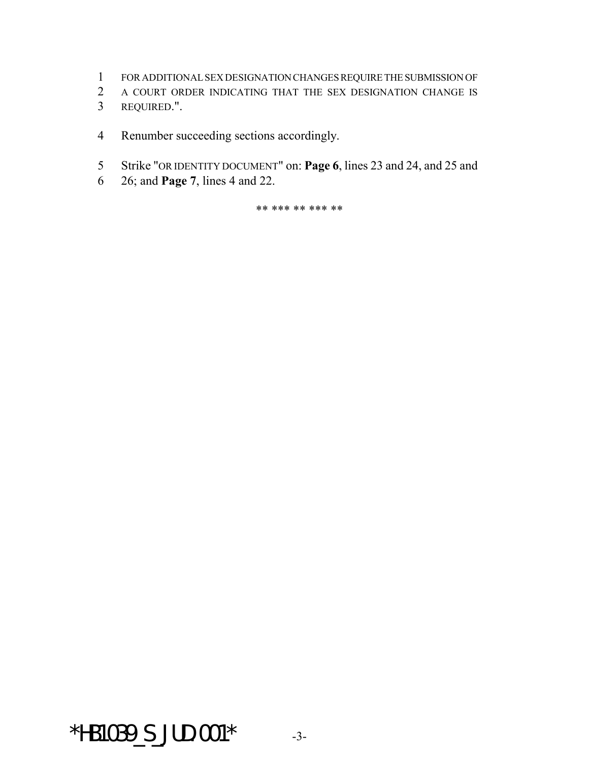FOR ADDITIONAL SEX DESIGNATION CHANGES REQUIRE THE SUBMISSION OF A COURT ORDER INDICATING THAT THE SEX DESIGNATION CHANGE IS REQUIRED.".

Renumber succeeding sections accordingly.

Strike "OR IDENTITY DOCUMENT" on: **Page 6**, lines 23 and 24, and 25 and 26; and **Page 7**, lines 4 and 22.

** *** ** *** **